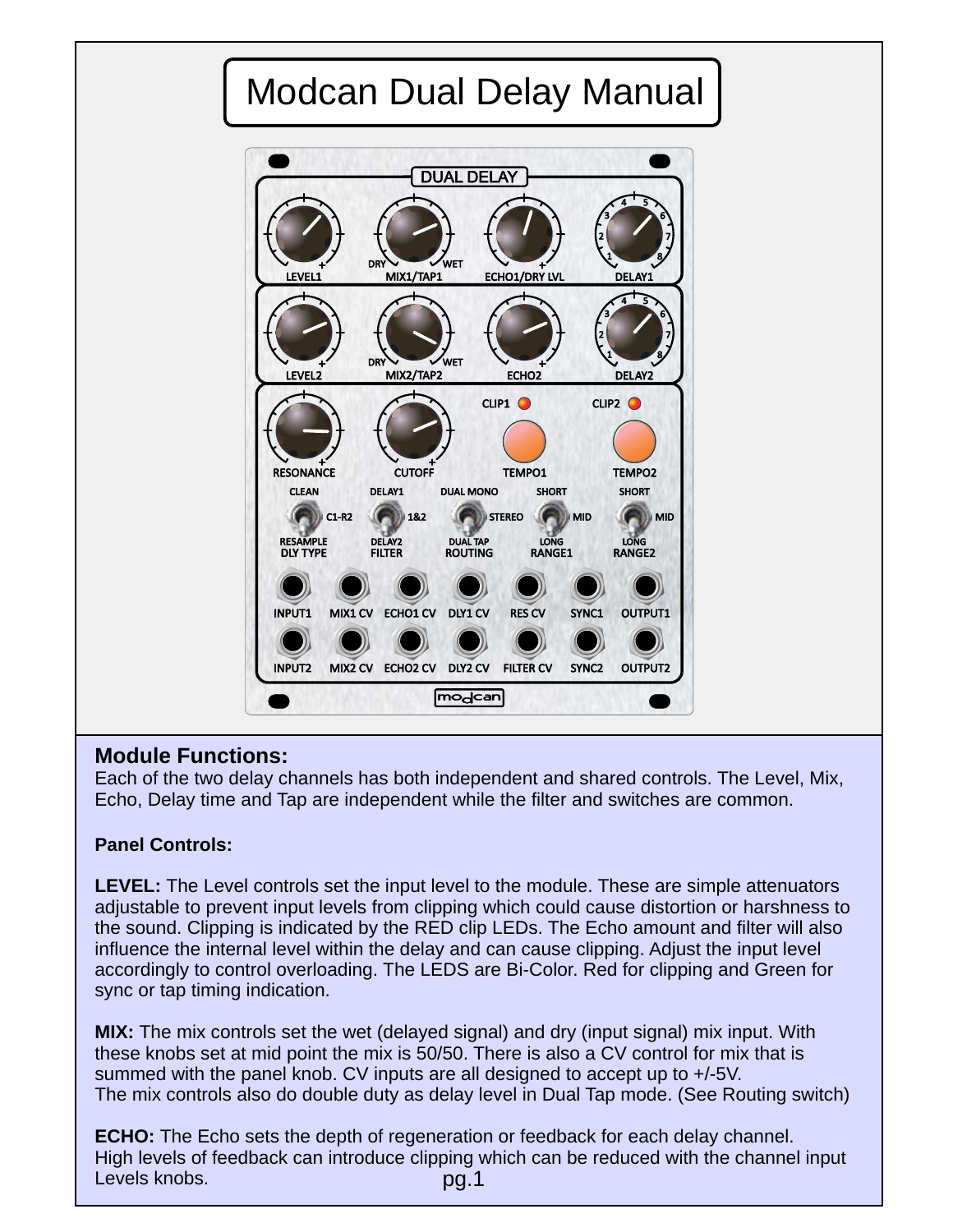# Modcan Dual Delay Manual

## Module Functions:

Each of the two delay channels has both independent and shared controls. The Level, Mix, Echo, Delay time and Tap are independent while the filter and switches are common.

**Panel Controls:**

**LEVEL:** The Level controls set the input level to the module. These are simple attenuators adjustable to prevent input levels from clipping which could cause distortion or harshness to the sound. Clipping is indicated by the RED clip LEDs. The Echo amount and filter will also influence the internal level within the delay and can cause clipping. Adjust the input level accordingly to control overloading. The LEDS are Bi-Color. Red for clipping and Green for sync or tap timing indication.

**MIX:** The mix controls set the wet (delayed signal) and dry (input signal) mix input. With these knobs set at mid point the mix is 50/50. There is also a CV control for mix that is summed with the panel knob. CV inputs are all designed to accept up to +/-5V.
The mix controls also do double duty as delay level in Dual Tap mode. (See Routing switch)

**ECHO:** The Echo sets the depth of regeneration or feedback for each delay channel.
High levels of feedback can introduce clipping which can be reduced with the channel input Levels knobs.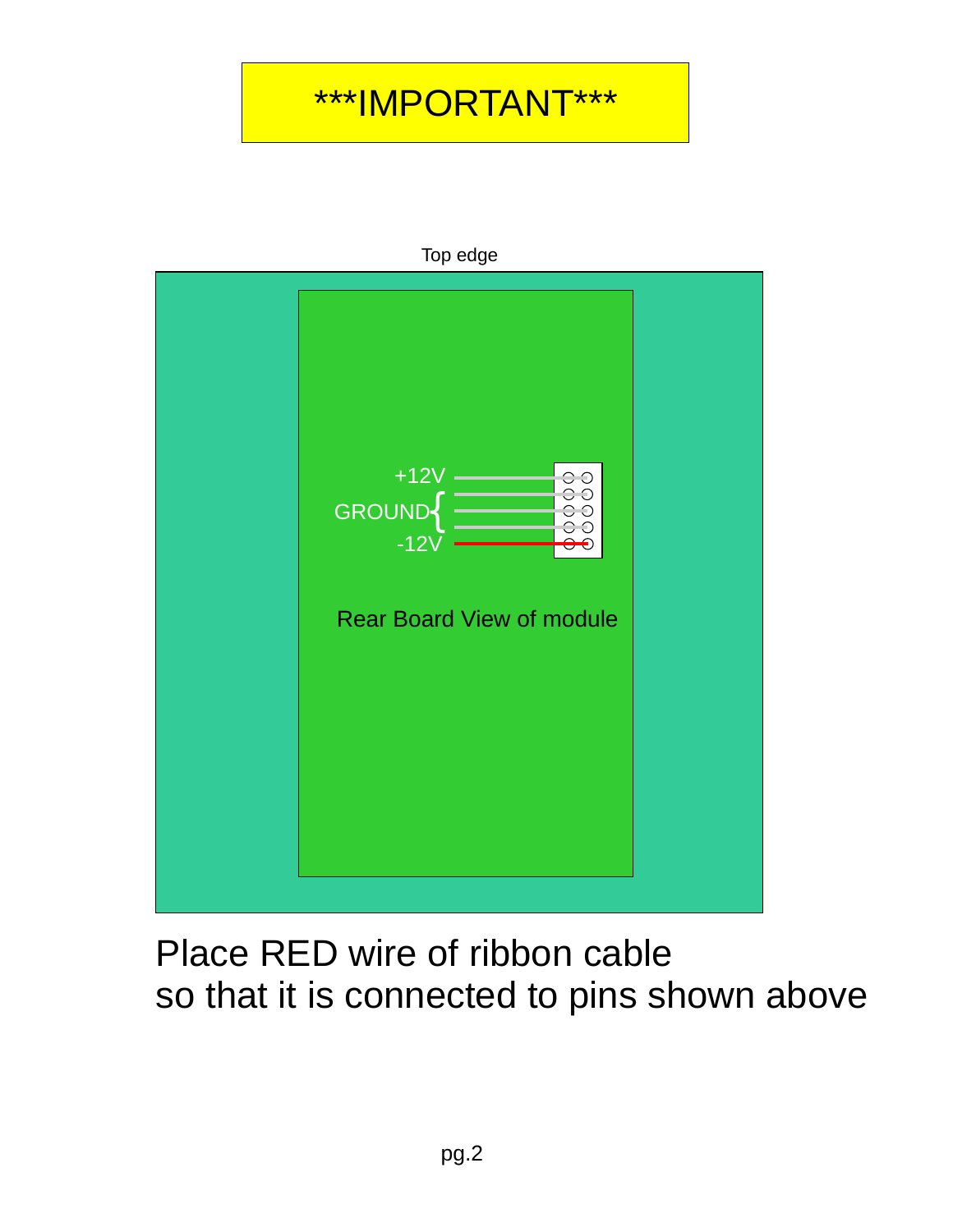# ***IMPORTANT***

Top edge

+12V

GROUND

-12V

Rear Board View of module

Place RED wire of ribbon cable
so that it is connected to pins shown above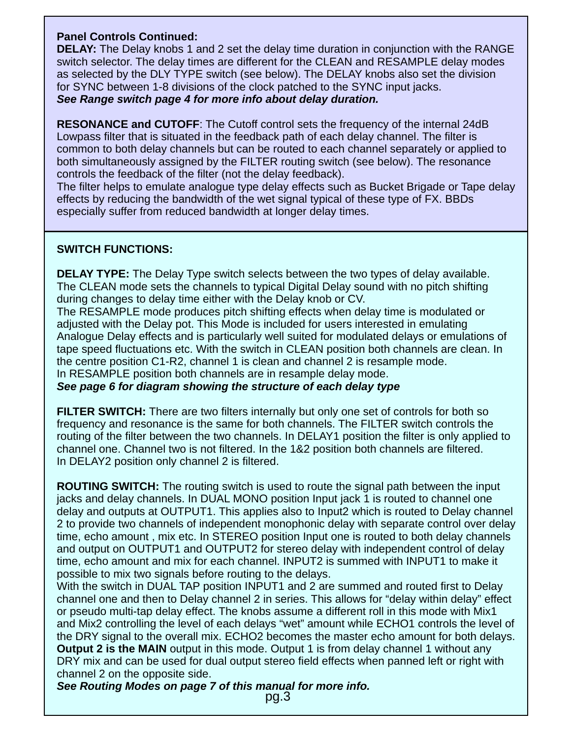**Panel Controls Continued:**

**DELAY:** The Delay knobs 1 and 2 set the delay time duration in conjunction with the RANGE switch selector. The delay times are different for the CLEAN and RESAMPLE delay modes as selected by the DLY TYPE switch (see below). The DELAY knobs also set the division for SYNC between 1-8 divisions of the clock patched to the SYNC input jacks.
***See Range switch page 4 for more info about delay duration.***

**RESONANCE and CUTOFF**: The Cutoff control sets the frequency of the internal 24dB Lowpass filter that is situated in the feedback path of each delay channel. The filter is common to both delay channels but can be routed to each channel separately or applied to both simultaneously assigned by the FILTER routing switch (see below). The resonance controls the feedback of the filter (not the delay feedback).
The filter helps to emulate analogue type delay effects such as Bucket Brigade or Tape delay effects by reducing the bandwidth of the wet signal typical of these type of FX. BBDs especially suffer from reduced bandwidth at longer delay times.

**SWITCH FUNCTIONS:**

**DELAY TYPE:** The Delay Type switch selects between the two types of delay available. The CLEAN mode sets the channels to typical Digital Delay sound with no pitch shifting during changes to delay time either with the Delay knob or CV.
The RESAMPLE mode produces pitch shifting effects when delay time is modulated or adjusted with the Delay pot. This Mode is included for users interested in emulating Analogue Delay effects and is particularly well suited for modulated delays or emulations of tape speed fluctuations etc. With the switch in CLEAN position both channels are clean. In the centre position C1-R2, channel 1 is clean and channel 2 is resample mode.
In RESAMPLE position both channels are in resample delay mode.
***See page 6 for diagram showing the structure of each delay type***

**FILTER SWITCH:** There are two filters internally but only one set of controls for both so frequency and resonance is the same for both channels. The FILTER switch controls the routing of the filter between the two channels. In DELAY1 position the filter is only applied to channel one. Channel two is not filtered. In the 1&2 position both channels are filtered.
In DELAY2 position only channel 2 is filtered.

**ROUTING SWITCH:** The routing switch is used to route the signal path between the input jacks and delay channels. In DUAL MONO position Input jack 1 is routed to channel one delay and outputs at OUTPUT1. This applies also to Input2 which is routed to Delay channel 2 to provide two channels of independent monophonic delay with separate control over delay time, echo amount , mix etc. In STEREO position Input one is routed to both delay channels and output on OUTPUT1 and OUTPUT2 for stereo delay with independent control of delay time, echo amount and mix for each channel. INPUT2 is summed with INPUT1 to make it possible to mix two signals before routing to the delays.
With the switch in DUAL TAP position INPUT1 and 2 are summed and routed first to Delay channel one and then to Delay channel 2 in series. This allows for “delay within delay” effect or pseudo multi-tap delay effect. The knobs assume a different roll in this mode with Mix1 and Mix2 controlling the level of each delays “wet” amount while ECHO1 controls the level of the DRY signal to the overall mix. ECHO2 becomes the master echo amount for both delays.
**Output 2 is the MAIN** output in this mode. Output 1 is from delay channel 1 without any DRY mix and can be used for dual output stereo field effects when panned left or right with channel 2 on the opposite side.
***See Routing Modes on page 7 of this manual for more info.***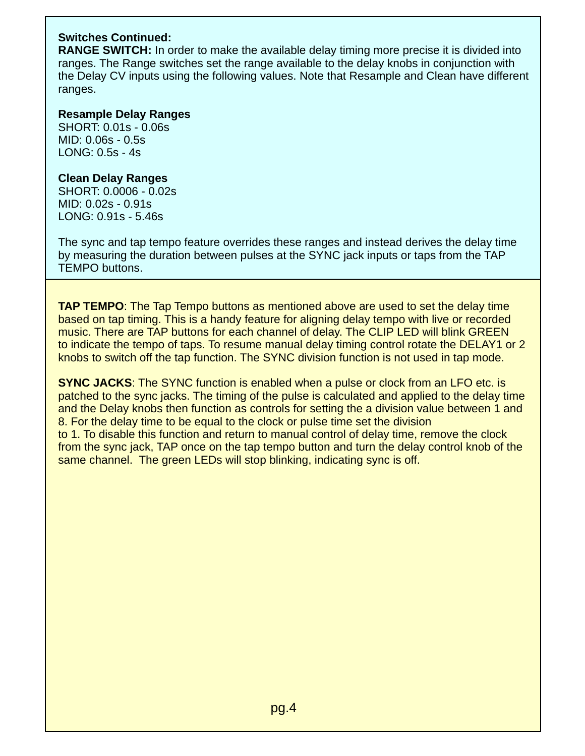**Switches Continued:**

**RANGE SWITCH:** In order to make the available delay timing more precise it is divided into ranges. The Range switches set the range available to the delay knobs in conjunction with the Delay CV inputs using the following values. Note that Resample and Clean have different ranges.

**Resample Delay Ranges**
SHORT: 0.01s - 0.06s
MID: 0.06s - 0.5s
LONG: 0.5s - 4s

**Clean Delay Ranges**
SHORT: 0.0006 - 0.02s
MID: 0.02s - 0.91s
LONG: 0.91s - 5.46s

The sync and tap tempo feature overrides these ranges and instead derives the delay time by measuring the duration between pulses at the SYNC jack inputs or taps from the TAP TEMPO buttons.

**TAP TEMPO**: The Tap Tempo buttons as mentioned above are used to set the delay time based on tap timing. This is a handy feature for aligning delay tempo with live or recorded music. There are TAP buttons for each channel of delay. The CLIP LED will blink GREEN to indicate the tempo of taps. To resume manual delay timing control rotate the DELAY1 or 2 knobs to switch off the tap function. The SYNC division function is not used in tap mode.

**SYNC JACKS**: The SYNC function is enabled when a pulse or clock from an LFO etc. is patched to the sync jacks. The timing of the pulse is calculated and applied to the delay time and the Delay knobs then function as controls for setting the a division value between 1 and 8. For the delay time to be equal to the clock or pulse time set the division to 1. To disable this function and return to manual control of delay time, remove the clock from the sync jack, TAP once on the tap tempo button and turn the delay control knob of the same channel. The green LEDs will stop blinking, indicating sync is off.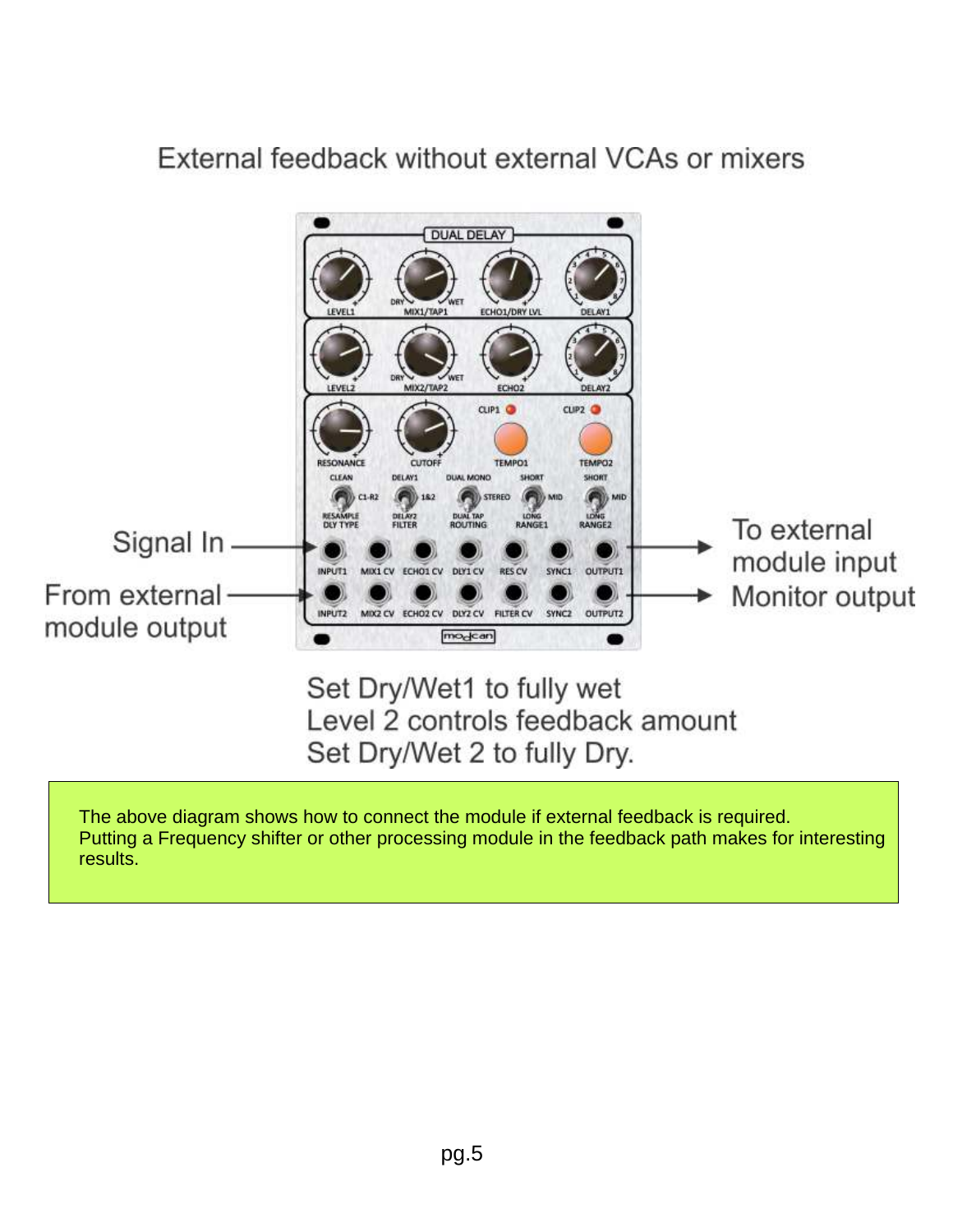## External feedback without external VCAs or mixers

Signal In → INPUT1

From external module output → INPUT2

OUTPUT1 → To external module input

OUTPUT2 → Monitor output

Set Dry/Wet1 to fully wet
Level 2 controls feedback amount
Set Dry/Wet 2 to fully Dry.

> The above diagram shows how to connect the module if external feedback is required.
> Putting a Frequency shifter or other processing module in the feedback path makes for interesting results.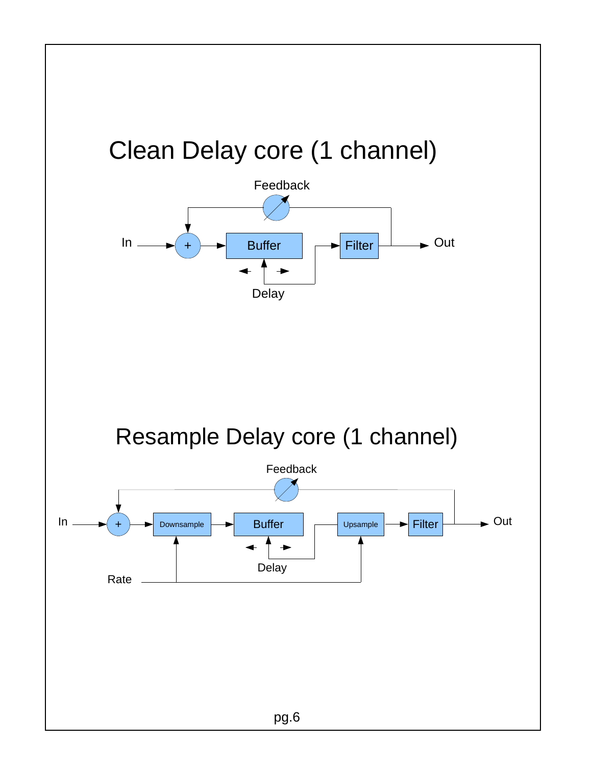# Clean Delay core (1 channel)

Feedback

In → + → Buffer → Filter → Out

Delay

# Resample Delay core (1 channel)

Feedback

In → + → Downsample → Buffer → Upsample → Filter → Out

Delay

Rate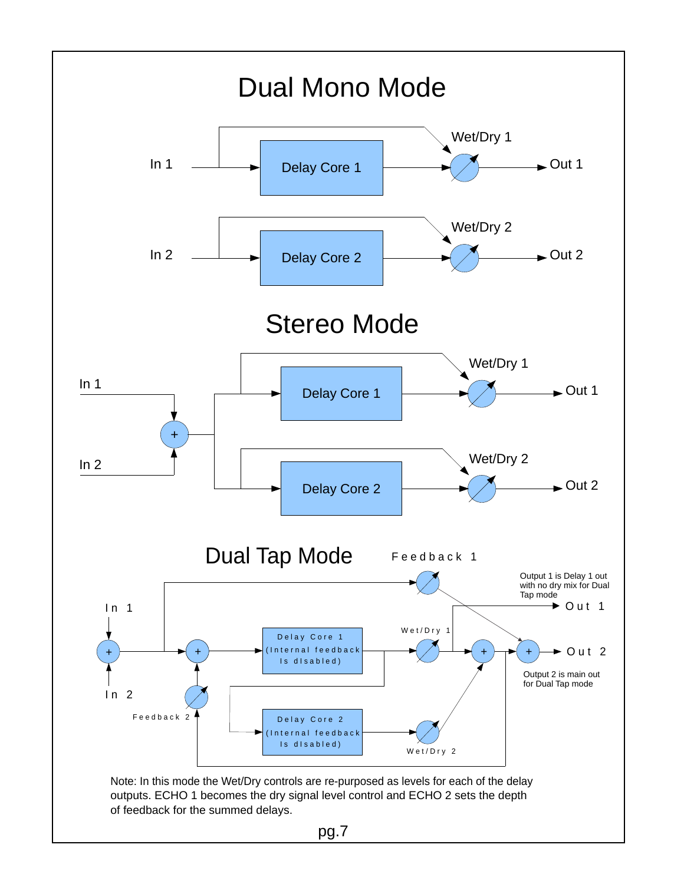# Dual Mono Mode

In 1

Delay Core 1

Wet/Dry 1

Out 1

In 2

Delay Core 2

Wet/Dry 2

Out 2

# Stereo Mode

In 1

In 2

+

Delay Core 1

Wet/Dry 1

Out 1

Delay Core 2

Wet/Dry 2

Out 2

# Dual Tap Mode

Feedback 1

Output 1 is Delay 1 out with no dry mix for Dual Tap mode

Out 1

In 1

+

In 2

+

Delay Core 1 (Internal feedback Is disabled)

Wet/Dry 1

+

+

Out 2

Output 2 is main out for Dual Tap mode

Feedback 2

Delay Core 2 (Internal feedback Is disabled)

Wet/Dry 2

Note: In this mode the Wet/Dry controls are re-purposed as levels for each of the delay outputs. ECHO 1 becomes the dry signal level control and ECHO 2 sets the depth of feedback for the summed delays.